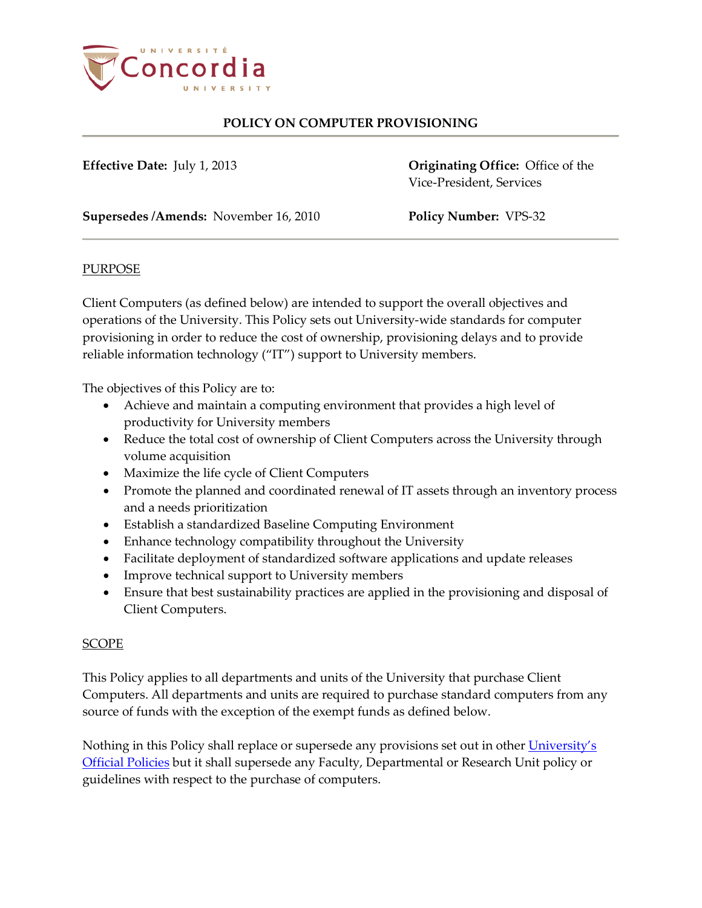# POLICY ON COMPUTER PROVISIONING

**Effective Date:** July 1, 2013

**Originating Office:** Office of the Vice-President, Services

**Supersedes /Amends:** November 16, 2010

**Policy Number:** VPS-32

## PURPOSE

Client Computers (as defined below) are intended to support the overall objectives and operations of the University. This Policy sets out University-wide standards for computer provisioning in order to reduce the cost of ownership, provisioning delays and to provide reliable information technology ("IT") support to University members.

The objectives of this Policy are to:

- Achieve and maintain a computing environment that provides a high level of productivity for University members
- Reduce the total cost of ownership of Client Computers across the University through volume acquisition
- Maximize the life cycle of Client Computers
- Promote the planned and coordinated renewal of IT assets through an inventory process and a needs prioritization
- Establish a standardized Baseline Computing Environment
- Enhance technology compatibility throughout the University
- Facilitate deployment of standardized software applications and update releases
- Improve technical support to University members
- Ensure that best sustainability practices are applied in the provisioning and disposal of Client Computers.

## SCOPE

This Policy applies to all departments and units of the University that purchase Client Computers. All departments and units are required to purchase standard computers from any source of funds with the exception of the exempt funds as defined below.

Nothing in this Policy shall replace or supersede any provisions set out in other University's Official Policies but it shall supersede any Faculty, Departmental or Research Unit policy or guidelines with respect to the purchase of computers.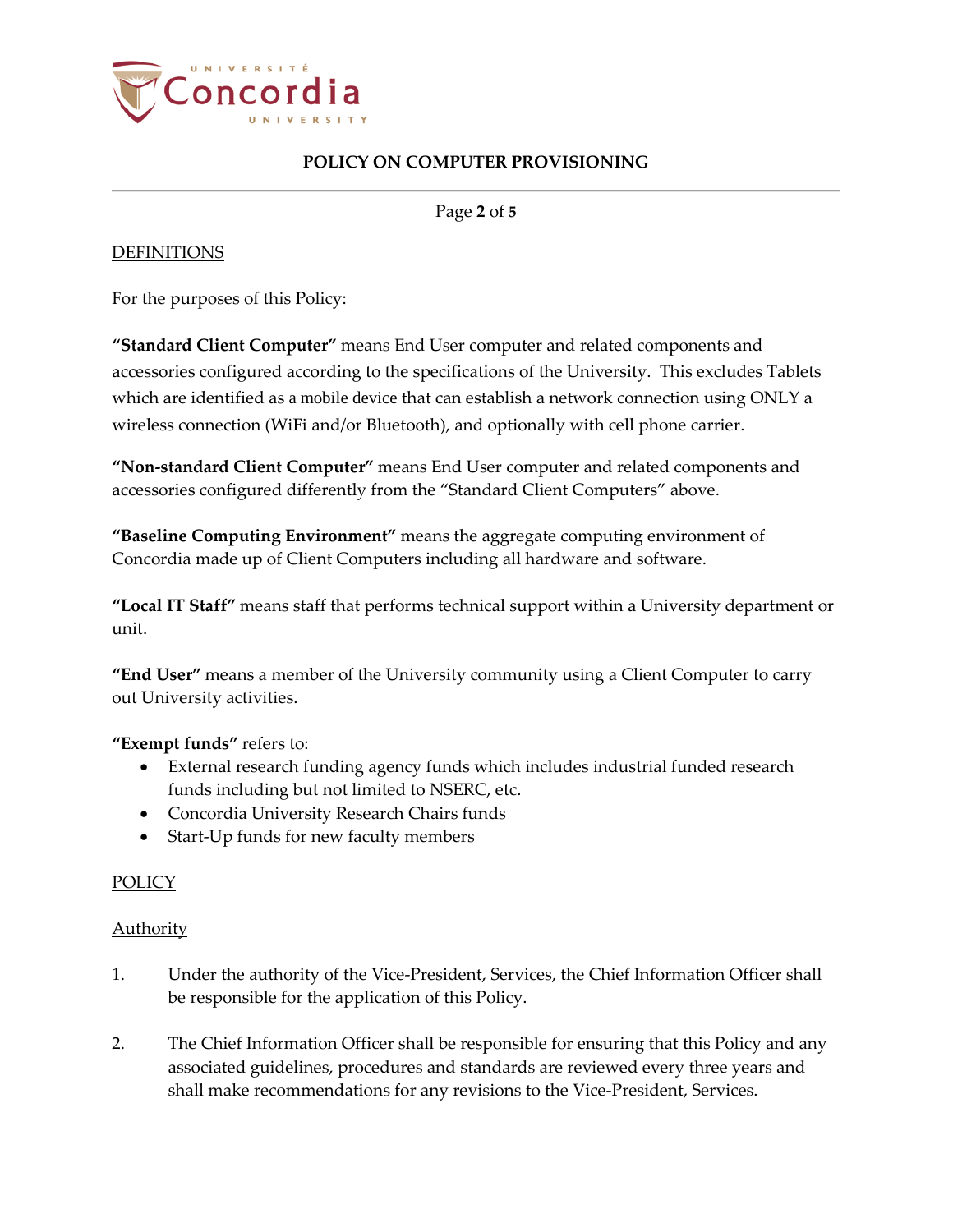## DEFINITIONS

For the purposes of this Policy:

**"Standard Client Computer"** means End User computer and related components and accessories configured according to the specifications of the University. This excludes Tablets which are identified as a mobile device that can establish a network connection using ONLY a wireless connection (WiFi and/or Bluetooth), and optionally with cell phone carrier.

**"Non-standard Client Computer"** means End User computer and related components and accessories configured differently from the "Standard Client Computers" above.

**"Baseline Computing Environment"** means the aggregate computing environment of Concordia made up of Client Computers including all hardware and software.

**"Local IT Staff"** means staff that performs technical support within a University department or unit.

**"End User"** means a member of the University community using a Client Computer to carry out University activities.

**"Exempt funds"** refers to:

- External research funding agency funds which includes industrial funded research funds including but not limited to NSERC, etc.
- Concordia University Research Chairs funds
- Start-Up funds for new faculty members

## POLICY

### Authority

1. Under the authority of the Vice-President, Services, the Chief Information Officer shall be responsible for the application of this Policy.

2. The Chief Information Officer shall be responsible for ensuring that this Policy and any associated guidelines, procedures and standards are reviewed every three years and shall make recommendations for any revisions to the Vice-President, Services.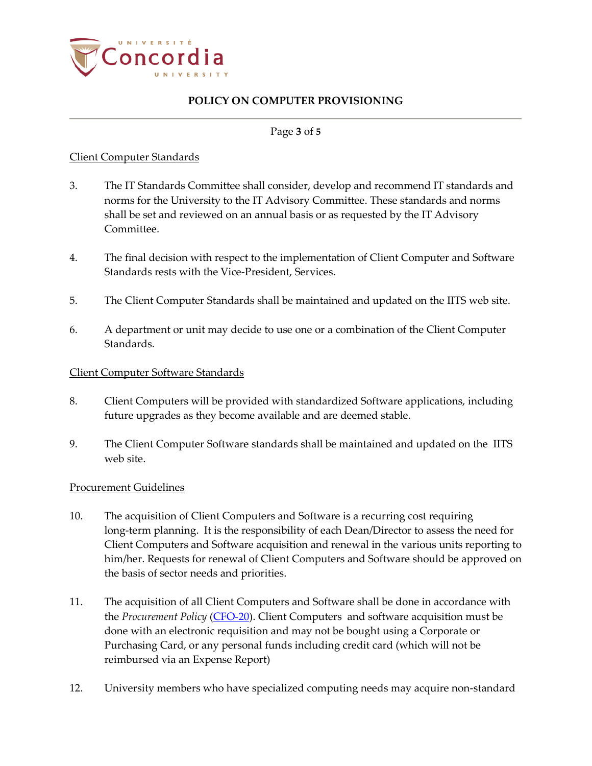Client Computer Standards

3. The IT Standards Committee shall consider, develop and recommend IT standards and norms for the University to the IT Advisory Committee. These standards and norms shall be set and reviewed on an annual basis or as requested by the IT Advisory Committee.

4. The final decision with respect to the implementation of Client Computer and Software Standards rests with the Vice-President, Services.

5. The Client Computer Standards shall be maintained and updated on the IITS web site.

6. A department or unit may decide to use one or a combination of the Client Computer Standards.

Client Computer Software Standards

8. Client Computers will be provided with standardized Software applications, including future upgrades as they become available and are deemed stable.

9. The Client Computer Software standards shall be maintained and updated on the IITS web site.

Procurement Guidelines

10. The acquisition of Client Computers and Software is a recurring cost requiring long-term planning. It is the responsibility of each Dean/Director to assess the need for Client Computers and Software acquisition and renewal in the various units reporting to him/her. Requests for renewal of Client Computers and Software should be approved on the basis of sector needs and priorities.

11. The acquisition of all Client Computers and Software shall be done in accordance with the *Procurement Policy* (CFO-20). Client Computers and software acquisition must be done with an electronic requisition and may not be bought using a Corporate or Purchasing Card, or any personal funds including credit card (which will not be reimbursed via an Expense Report)

12. University members who have specialized computing needs may acquire non-standard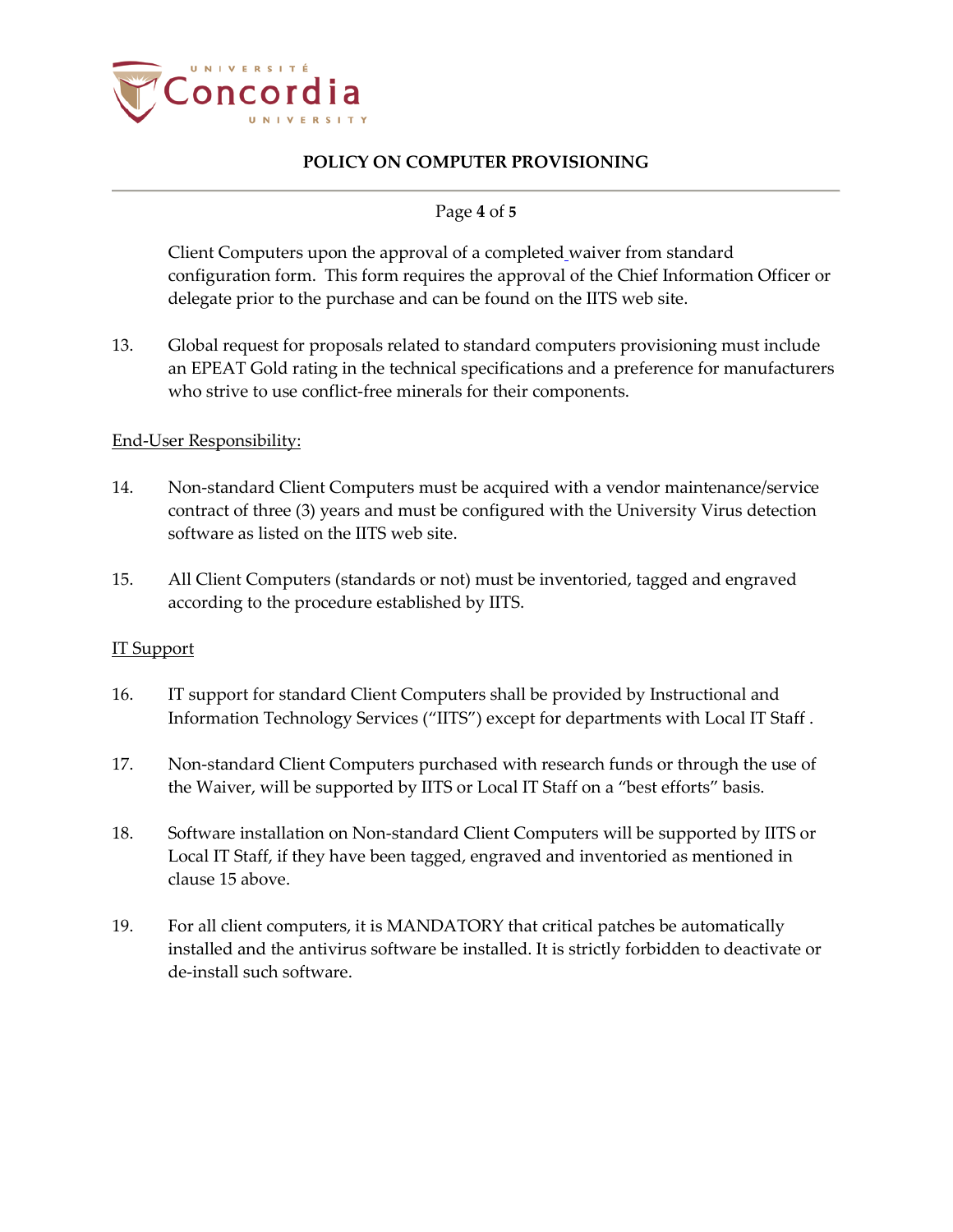Client Computers upon the approval of a completed waiver from standard configuration form. This form requires the approval of the Chief Information Officer or delegate prior to the purchase and can be found on the IITS web site.

13. Global request for proposals related to standard computers provisioning must include an EPEAT Gold rating in the technical specifications and a preference for manufacturers who strive to use conflict-free minerals for their components.

End-User Responsibility:

14. Non-standard Client Computers must be acquired with a vendor maintenance/service contract of three (3) years and must be configured with the University Virus detection software as listed on the IITS web site.

15. All Client Computers (standards or not) must be inventoried, tagged and engraved according to the procedure established by IITS.

IT Support

16. IT support for standard Client Computers shall be provided by Instructional and Information Technology Services ("IITS") except for departments with Local IT Staff .

17. Non-standard Client Computers purchased with research funds or through the use of the Waiver, will be supported by IITS or Local IT Staff on a "best efforts" basis.

18. Software installation on Non-standard Client Computers will be supported by IITS or Local IT Staff, if they have been tagged, engraved and inventoried as mentioned in clause 15 above.

19. For all client computers, it is MANDATORY that critical patches be automatically installed and the antivirus software be installed. It is strictly forbidden to deactivate or de-install such software.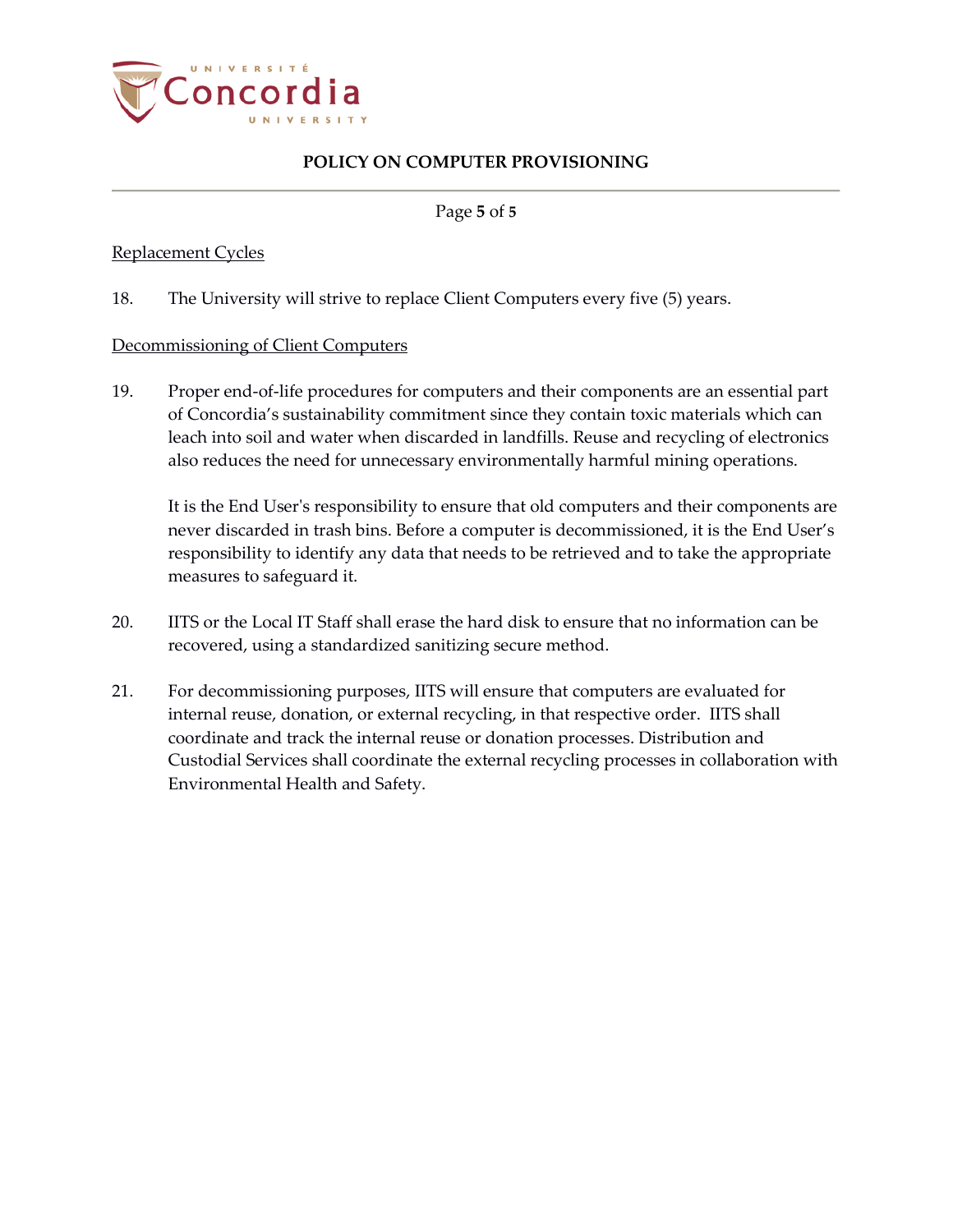Replacement Cycles

18. The University will strive to replace Client Computers every five (5) years.

Decommissioning of Client Computers

19. Proper end-of-life procedures for computers and their components are an essential part of Concordia's sustainability commitment since they contain toxic materials which can leach into soil and water when discarded in landfills. Reuse and recycling of electronics also reduces the need for unnecessary environmentally harmful mining operations.

    It is the End User's responsibility to ensure that old computers and their components are never discarded in trash bins. Before a computer is decommissioned, it is the End User's responsibility to identify any data that needs to be retrieved and to take the appropriate measures to safeguard it.

20. IITS or the Local IT Staff shall erase the hard disk to ensure that no information can be recovered, using a standardized sanitizing secure method.

21. For decommissioning purposes, IITS will ensure that computers are evaluated for internal reuse, donation, or external recycling, in that respective order. IITS shall coordinate and track the internal reuse or donation processes. Distribution and Custodial Services shall coordinate the external recycling processes in collaboration with Environmental Health and Safety.